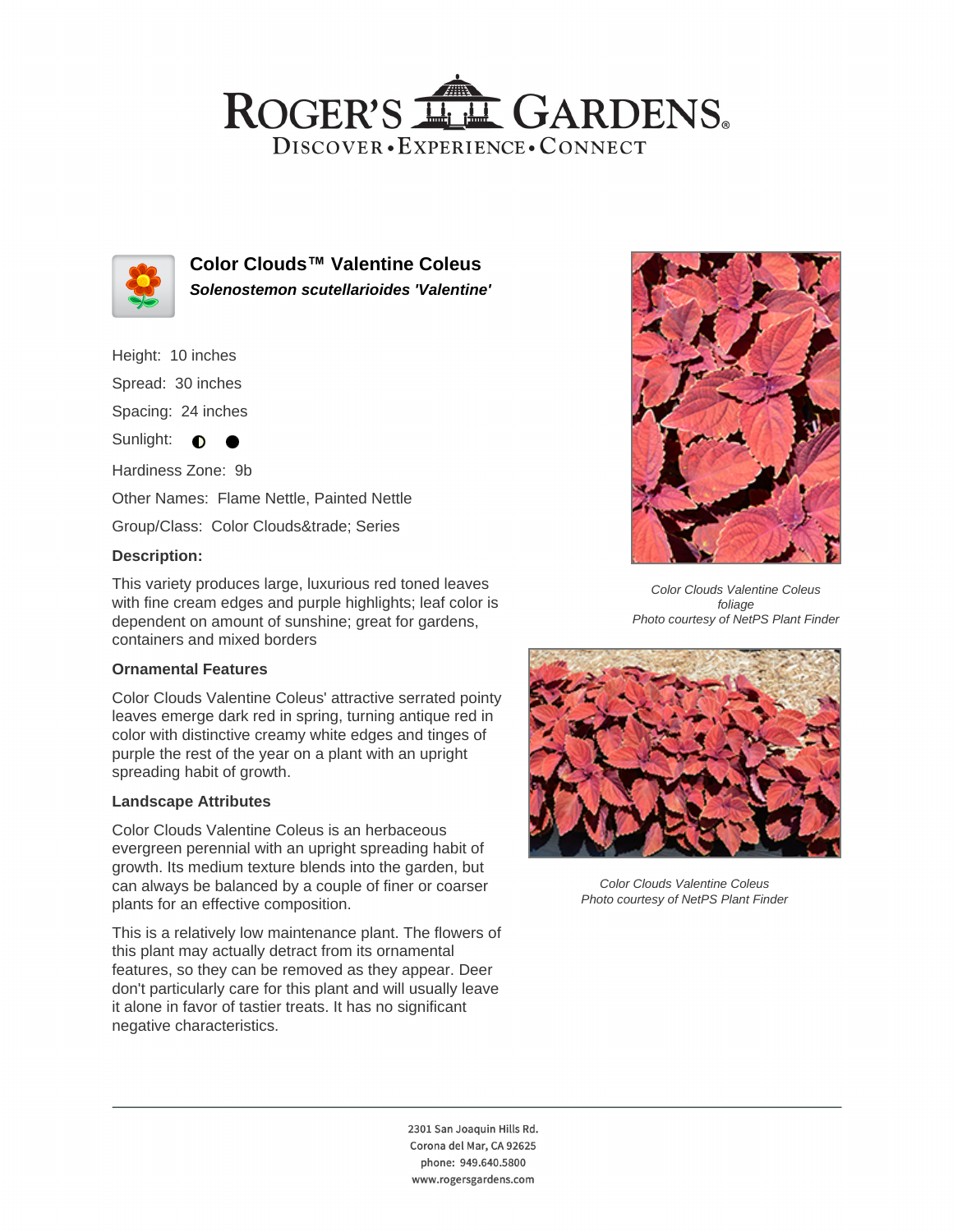# Color Clouds™ Valentine Coleus

***Solenostemon scutellarioides 'Valentine'***

Height: 10 inches

Spread: 30 inches

Spacing: 24 inches

Sunlight: ◐ ●

Hardiness Zone: 9b

Other Names: Flame Nettle, Painted Nettle

Group/Class: Color Clouds&trade; Series

**Description:**

This variety produces large, luxurious red toned leaves with fine cream edges and purple highlights; leaf color is dependent on amount of sunshine; great for gardens, containers and mixed borders

### Ornamental Features

Color Clouds Valentine Coleus' attractive serrated pointy leaves emerge dark red in spring, turning antique red in color with distinctive creamy white edges and tinges of purple the rest of the year on a plant with an upright spreading habit of growth.

### Landscape Attributes

Color Clouds Valentine Coleus is an herbaceous evergreen perennial with an upright spreading habit of growth. Its medium texture blends into the garden, but can always be balanced by a couple of finer or coarser plants for an effective composition.

This is a relatively low maintenance plant. The flowers of this plant may actually detract from its ornamental features, so they can be removed as they appear. Deer don't particularly care for this plant and will usually leave it alone in favor of tastier treats. It has no significant negative characteristics.

*Color Clouds Valentine Coleus foliage*
*Photo courtesy of NetPS Plant Finder*

*Color Clouds Valentine Coleus*
*Photo courtesy of NetPS Plant Finder*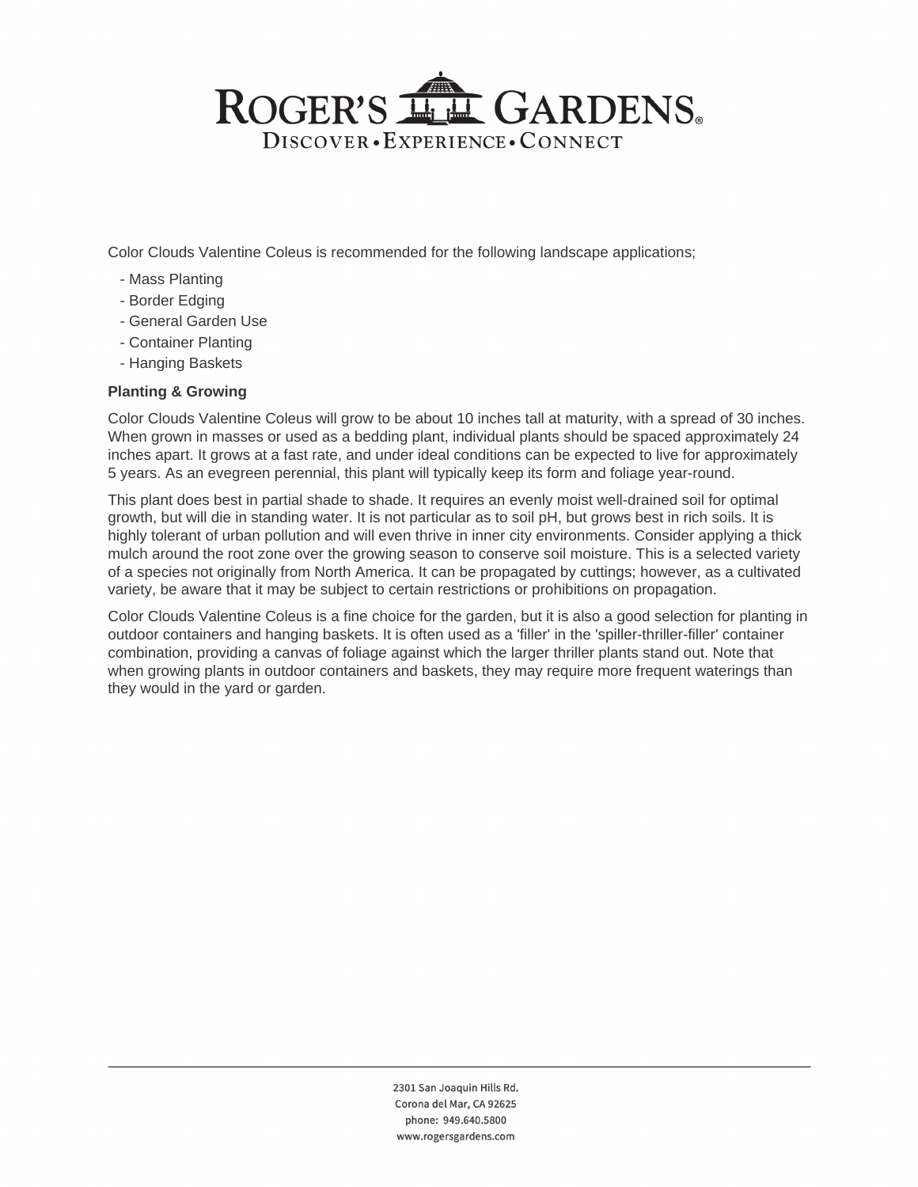Color Clouds Valentine Coleus is recommended for the following landscape applications;

- Mass Planting
- Border Edging
- General Garden Use
- Container Planting
- Hanging Baskets

**Planting & Growing**

Color Clouds Valentine Coleus will grow to be about 10 inches tall at maturity, with a spread of 30 inches. When grown in masses or used as a bedding plant, individual plants should be spaced approximately 24 inches apart. It grows at a fast rate, and under ideal conditions can be expected to live for approximately 5 years. As an evegreen perennial, this plant will typically keep its form and foliage year-round.

This plant does best in partial shade to shade. It requires an evenly moist well-drained soil for optimal growth, but will die in standing water. It is not particular as to soil pH, but grows best in rich soils. It is highly tolerant of urban pollution and will even thrive in inner city environments. Consider applying a thick mulch around the root zone over the growing season to conserve soil moisture. This is a selected variety of a species not originally from North America. It can be propagated by cuttings; however, as a cultivated variety, be aware that it may be subject to certain restrictions or prohibitions on propagation.

Color Clouds Valentine Coleus is a fine choice for the garden, but it is also a good selection for planting in outdoor containers and hanging baskets. It is often used as a 'filler' in the 'spiller-thriller-filler' container combination, providing a canvas of foliage against which the larger thriller plants stand out. Note that when growing plants in outdoor containers and baskets, they may require more frequent waterings than they would in the yard or garden.